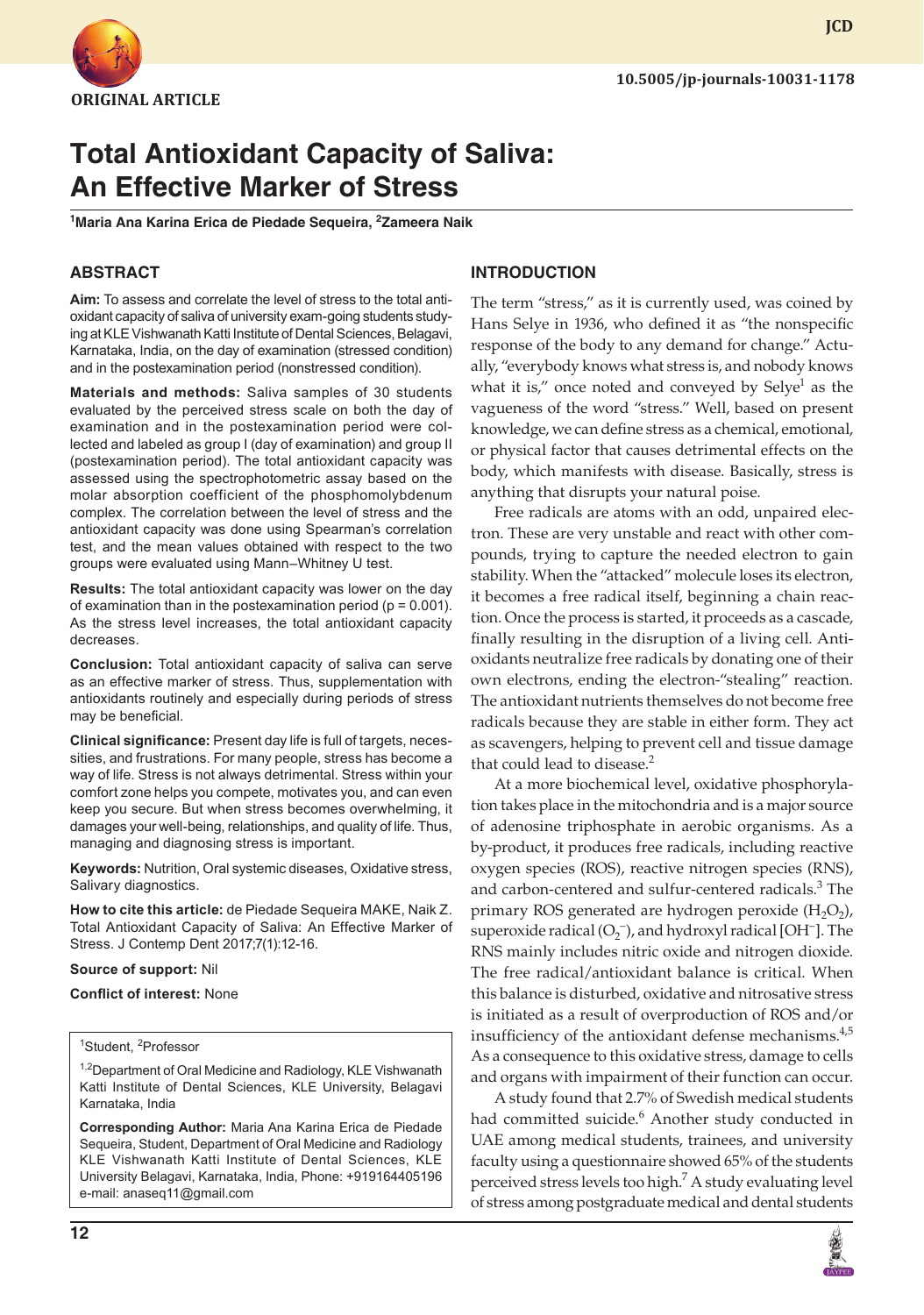ORIGINAL ARTICLE

10.5005/jp-journals-10031-1178

# Total Antioxidant Capacity of Saliva: An Effective Marker of Stress

[1]Maria Ana Karina Erica de Piedade Sequeira, [2]Zameera Naik

## ABSTRACT

**Aim:** To assess and correlate the level of stress to the total antioxidant capacity of saliva of university exam-going students studying at KLE Vishwanath Katti Institute of Dental Sciences, Belagavi, Karnataka, India, on the day of examination (stressed condition) and in the postexamination period (nonstressed condition).

**Materials and methods:** Saliva samples of 30 students evaluated by the perceived stress scale on both the day of examination and in the postexamination period were collected and labeled as group I (day of examination) and group II (postexamination period). The total antioxidant capacity was assessed using the spectrophotometric assay based on the molar absorption coefficient of the phosphomolybdenum complex. The correlation between the level of stress and the antioxidant capacity was done using Spearman's correlation test, and the mean values obtained with respect to the two groups were evaluated using Mann–Whitney U test.

**Results:** The total antioxidant capacity was lower on the day of examination than in the postexamination period ($p = 0.001$). As the stress level increases, the total antioxidant capacity decreases.

**Conclusion:** Total antioxidant capacity of saliva can serve as an effective marker of stress. Thus, supplementation with antioxidants routinely and especially during periods of stress may be beneficial.

**Clinical significance:** Present day life is full of targets, necessities, and frustrations. For many people, stress has become a way of life. Stress is not always detrimental. Stress within your comfort zone helps you compete, motivates you, and can even keep you secure. But when stress becomes overwhelming, it damages your well-being, relationships, and quality of life. Thus, managing and diagnosing stress is important.

**Keywords:** Nutrition, Oral systemic diseases, Oxidative stress, Salivary diagnostics.

**How to cite this article:** de Piedade Sequeira MAKE, Naik Z. Total Antioxidant Capacity of Saliva: An Effective Marker of Stress. J Contemp Dent 2017;7(1):12-16.

**Source of support:** Nil

**Conflict of interest:** None

[1]Student, [2]Professor

[1,2]Department of Oral Medicine and Radiology, KLE Vishwanath Katti Institute of Dental Sciences, KLE University, Belagavi Karnataka, India

**Corresponding Author:** Maria Ana Karina Erica de Piedade Sequeira, Student, Department of Oral Medicine and Radiology KLE Vishwanath Katti Institute of Dental Sciences, KLE University Belagavi, Karnataka, India, Phone: +919164405196 e-mail: anaseq11@gmail.com

## INTRODUCTION

The term "stress," as it is currently used, was coined by Hans Selye in 1936, who defined it as "the nonspecific response of the body to any demand for change." Actually, "everybody knows what stress is, and nobody knows what it is," once noted and conveyed by Selye[1] as the vagueness of the word "stress." Well, based on present knowledge, we can define stress as a chemical, emotional, or physical factor that causes detrimental effects on the body, which manifests with disease. Basically, stress is anything that disrupts your natural poise.

Free radicals are atoms with an odd, unpaired electron. These are very unstable and react with other compounds, trying to capture the needed electron to gain stability. When the "attacked" molecule loses its electron, it becomes a free radical itself, beginning a chain reaction. Once the process is started, it proceeds as a cascade, finally resulting in the disruption of a living cell. Antioxidants neutralize free radicals by donating one of their own electrons, ending the electron-"stealing" reaction. The antioxidant nutrients themselves do not become free radicals because they are stable in either form. They act as scavengers, helping to prevent cell and tissue damage that could lead to disease.[2]

At a more biochemical level, oxidative phosphorylation takes place in the mitochondria and is a major source of adenosine triphosphate in aerobic organisms. As a by-product, it produces free radicals, including reactive oxygen species (ROS), reactive nitrogen species (RNS), and carbon-centered and sulfur-centered radicals.[3] The primary ROS generated are hydrogen peroxide ($H_2O_2$), superoxide radical ($O_2^-$), and hydroxyl radical [$OH^-$]. The RNS mainly includes nitric oxide and nitrogen dioxide. The free radical/antioxidant balance is critical. When this balance is disturbed, oxidative and nitrosative stress is initiated as a result of overproduction of ROS and/or insufficiency of the antioxidant defense mechanisms.[4,5] As a consequence to this oxidative stress, damage to cells and organs with impairment of their function can occur.

A study found that 2.7% of Swedish medical students had committed suicide.[6] Another study conducted in UAE among medical students, trainees, and university faculty using a questionnaire showed 65% of the students perceived stress levels too high.[7] A study evaluating level of stress among postgraduate medical and dental students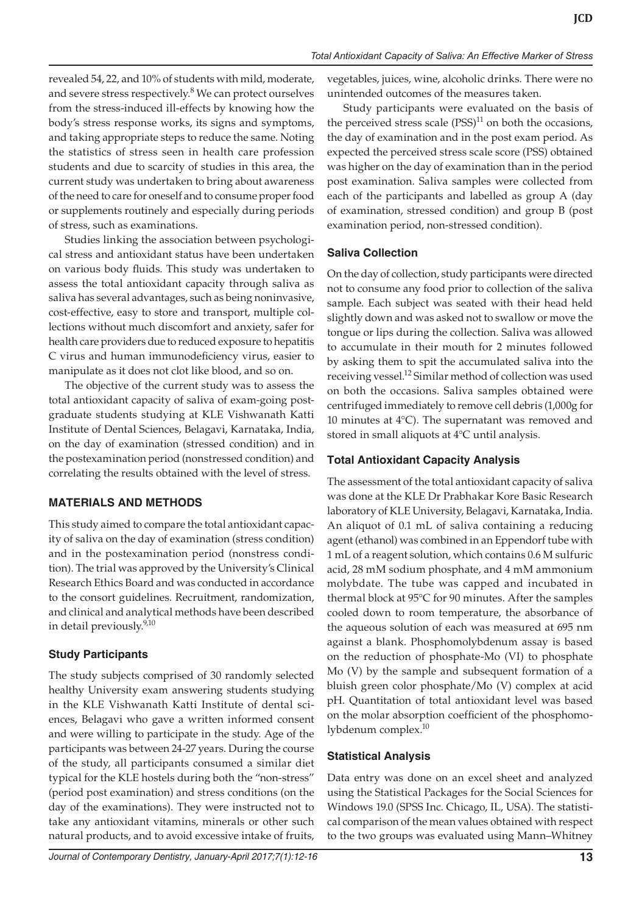revealed 54, 22, and 10% of students with mild, moderate, and severe stress respectively.[8] We can protect ourselves from the stress-induced ill-effects by knowing how the body's stress response works, its signs and symptoms, and taking appropriate steps to reduce the same. Noting the statistics of stress seen in health care profession students and due to scarcity of studies in this area, the current study was undertaken to bring about awareness of the need to care for oneself and to consume proper food or supplements routinely and especially during periods of stress, such as examinations.

Studies linking the association between psychological stress and antioxidant status have been undertaken on various body fluids. This study was undertaken to assess the total antioxidant capacity through saliva as saliva has several advantages, such as being noninvasive, cost-effective, easy to store and transport, multiple collections without much discomfort and anxiety, safer for health care providers due to reduced exposure to hepatitis C virus and human immunodeficiency virus, easier to manipulate as it does not clot like blood, and so on.

The objective of the current study was to assess the total antioxidant capacity of saliva of exam-going postgraduate students studying at KLE Vishwanath Katti Institute of Dental Sciences, Belagavi, Karnataka, India, on the day of examination (stressed condition) and in the postexamination period (nonstressed condition) and correlating the results obtained with the level of stress.

## MATERIALS AND METHODS

This study aimed to compare the total antioxidant capacity of saliva on the day of examination (stress condition) and in the postexamination period (nonstress condition). The trial was approved by the University's Clinical Research Ethics Board and was conducted in accordance to the consort guidelines. Recruitment, randomization, and clinical and analytical methods have been described in detail previously.[9,10]

### Study Participants

The study subjects comprised of 30 randomly selected healthy University exam answering students studying in the KLE Vishwanath Katti Institute of dental sciences, Belagavi who gave a written informed consent and were willing to participate in the study. Age of the participants was between 24-27 years. During the course of the study, all participants consumed a similar diet typical for the KLE hostels during both the "non-stress" (period post examination) and stress conditions (on the day of the examinations). They were instructed not to take any antioxidant vitamins, minerals or other such natural products, and to avoid excessive intake of fruits, vegetables, juices, wine, alcoholic drinks. There were no unintended outcomes of the measures taken.

Study participants were evaluated on the basis of the perceived stress scale (PSS)[11] on both the occasions, the day of examination and in the post exam period. As expected the perceived stress scale score (PSS) obtained was higher on the day of examination than in the period post examination. Saliva samples were collected from each of the participants and labelled as group A (day of examination, stressed condition) and group B (post examination period, non-stressed condition).

### Saliva Collection

On the day of collection, study participants were directed not to consume any food prior to collection of the saliva sample. Each subject was seated with their head held slightly down and was asked not to swallow or move the tongue or lips during the collection. Saliva was allowed to accumulate in their mouth for 2 minutes followed by asking them to spit the accumulated saliva into the receiving vessel.[12] Similar method of collection was used on both the occasions. Saliva samples obtained were centrifuged immediately to remove cell debris (1,000g for 10 minutes at 4°C). The supernatant was removed and stored in small aliquots at 4°C until analysis.

### Total Antioxidant Capacity Analysis

The assessment of the total antioxidant capacity of saliva was done at the KLE Dr Prabhakar Kore Basic Research laboratory of KLE University, Belagavi, Karnataka, India. An aliquot of 0.1 mL of saliva containing a reducing agent (ethanol) was combined in an Eppendorf tube with 1 mL of a reagent solution, which contains 0.6 M sulfuric acid, 28 mM sodium phosphate, and 4 mM ammonium molybdate. The tube was capped and incubated in thermal block at 95°C for 90 minutes. After the samples cooled down to room temperature, the absorbance of the aqueous solution of each was measured at 695 nm against a blank. Phosphomolybdenum assay is based on the reduction of phosphate-Mo (VI) to phosphate Mo (V) by the sample and subsequent formation of a bluish green color phosphate/Mo (V) complex at acid pH. Quantitation of total antioxidant level was based on the molar absorption coefficient of the phosphomolybdenum complex.[10]

### Statistical Analysis

Data entry was done on an excel sheet and analyzed using the Statistical Packages for the Social Sciences for Windows 19.0 (SPSS Inc. Chicago, IL, USA). The statistical comparison of the mean values obtained with respect to the two groups was evaluated using Mann–Whitney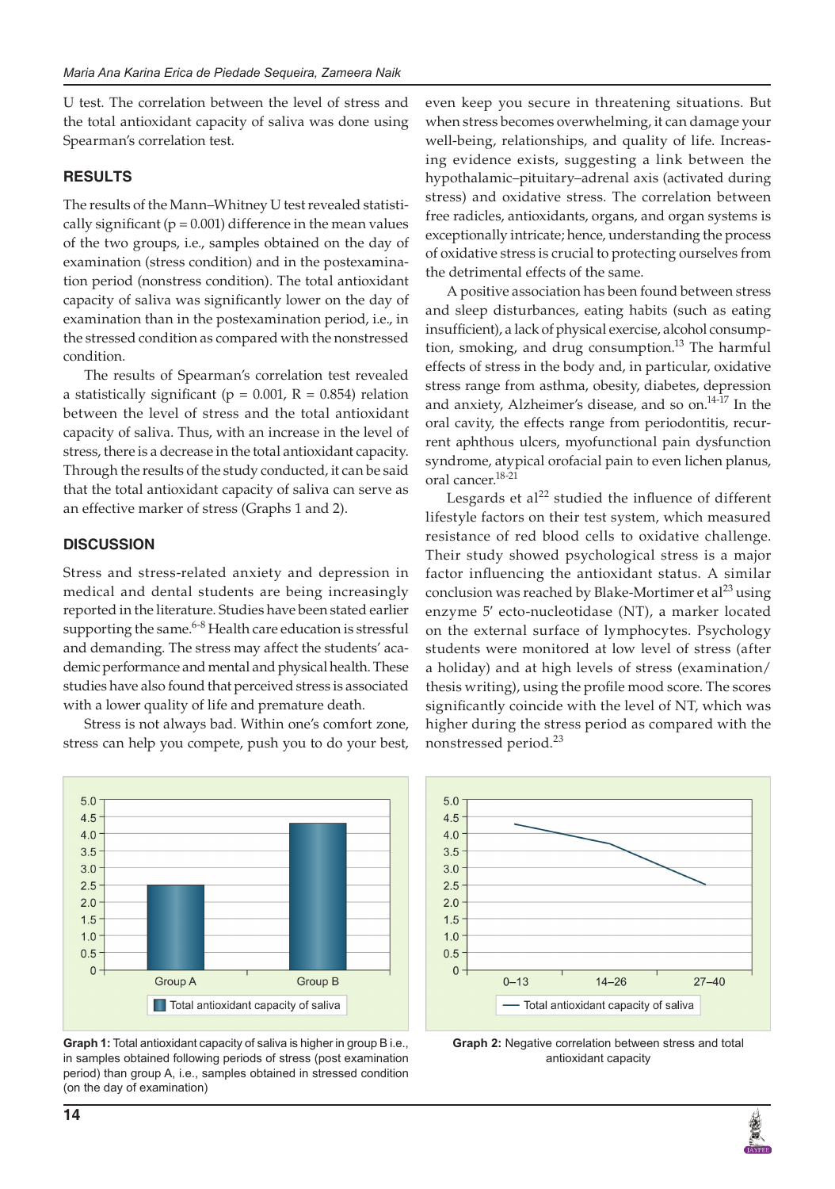U test. The correlation between the level of stress and the total antioxidant capacity of saliva was done using Spearman's correlation test.

## RESULTS

The results of the Mann–Whitney U test revealed statistically significant ($p = 0.001$) difference in the mean values of the two groups, i.e., samples obtained on the day of examination (stress condition) and in the postexamination period (nonstress condition). The total antioxidant capacity of saliva was significantly lower on the day of examination than in the postexamination period, i.e., in the stressed condition as compared with the nonstressed condition.

The results of Spearman's correlation test revealed a statistically significant ($p = 0.001$, $R = 0.854$) relation between the level of stress and the total antioxidant capacity of saliva. Thus, with an increase in the level of stress, there is a decrease in the total antioxidant capacity. Through the results of the study conducted, it can be said that the total antioxidant capacity of saliva can serve as an effective marker of stress (Graphs 1 and 2).

## DISCUSSION

Stress and stress-related anxiety and depression in medical and dental students are being increasingly reported in the literature. Studies have been stated earlier supporting the same.[6-8] Health care education is stressful and demanding. The stress may affect the students' academic performance and mental and physical health. These studies have also found that perceived stress is associated with a lower quality of life and premature death.

Stress is not always bad. Within one's comfort zone, stress can help you compete, push you to do your best, even keep you secure in threatening situations. But when stress becomes overwhelming, it can damage your well-being, relationships, and quality of life. Increasing evidence exists, suggesting a link between the hypothalamic–pituitary–adrenal axis (activated during stress) and oxidative stress. The correlation between free radicals, antioxidants, organs, and organ systems is exceptionally intricate; hence, understanding the process of oxidative stress is crucial to protecting ourselves from the detrimental effects of the same.

A positive association has been found between stress and sleep disturbances, eating habits (such as eating insufficient), a lack of physical exercise, alcohol consumption, smoking, and drug consumption.[13] The harmful effects of stress in the body and, in particular, oxidative stress range from asthma, obesity, diabetes, depression and anxiety, Alzheimer's disease, and so on.[14-17] In the oral cavity, the effects range from periodontitis, recurrent aphthous ulcers, myofunctional pain dysfunction syndrome, atypical orofacial pain to even lichen planus, oral cancer.[18-21]

Lesgards et al[22] studied the influence of different lifestyle factors on their test system, which measured resistance of red blood cells to oxidative challenge. Their study showed psychological stress is a major factor influencing the antioxidant status. A similar conclusion was reached by Blake-Mortimer et al[23] using enzyme 5′ ecto-nucleotidase (NT), a marker located on the external surface of lymphocytes. Psychology students were monitored at low level of stress (after a holiday) and at high levels of stress (examination/thesis writing), using the profile mood score. The scores significantly coincide with the level of NT, which was higher during the stress period as compared with the nonstressed period.[23]

**Graph 1:** Total antioxidant capacity of saliva is higher in group B i.e., in samples obtained following periods of stress (post examination period) than group A, i.e., samples obtained in stressed condition (on the day of examination)

**Graph 2:** Negative correlation between stress and total antioxidant capacity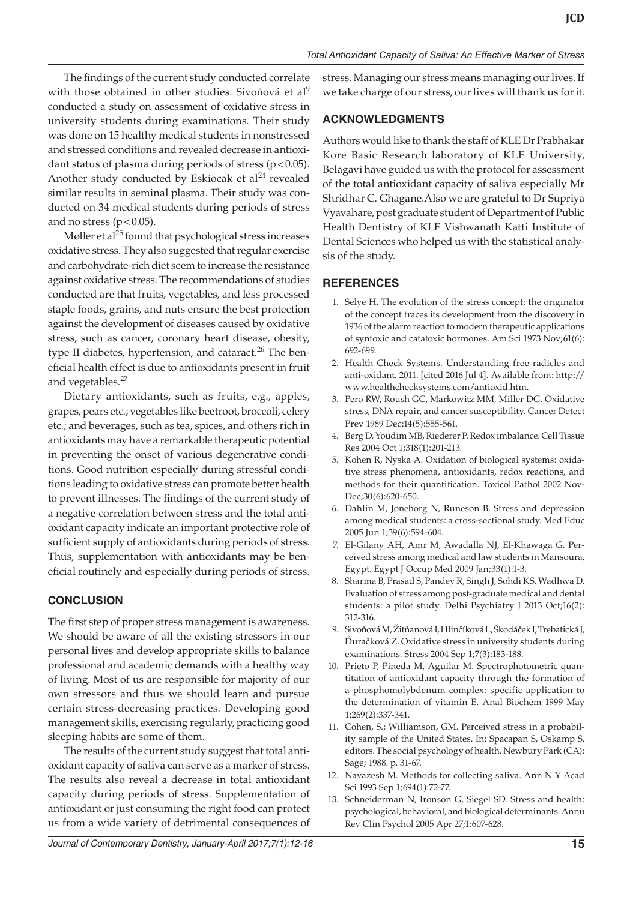The findings of the current study conducted correlate with those obtained in other studies. Sivoňová et al[9] conducted a study on assessment of oxidative stress in university students during examinations. Their study was done on 15 healthy medical students in nonstressed and stressed conditions and revealed decrease in antioxidant status of plasma during periods of stress ($p < 0.05$). Another study conducted by Eskiocak et al[24] revealed similar results in seminal plasma. Their study was conducted on 34 medical students during periods of stress and no stress ($p < 0.05$).

Møller et al[25] found that psychological stress increases oxidative stress. They also suggested that regular exercise and carbohydrate-rich diet seem to increase the resistance against oxidative stress. The recommendations of studies conducted are that fruits, vegetables, and less processed staple foods, grains, and nuts ensure the best protection against the development of diseases caused by oxidative stress, such as cancer, coronary heart disease, obesity, type II diabetes, hypertension, and cataract.[26] The beneficial health effect is due to antioxidants present in fruit and vegetables.[27]

Dietary antioxidants, such as fruits, e.g., apples, grapes, pears etc.; vegetables like beetroot, broccoli, celery etc.; and beverages, such as tea, spices, and others rich in antioxidants may have a remarkable therapeutic potential in preventing the onset of various degenerative conditions. Good nutrition especially during stressful conditions leading to oxidative stress can promote better health to prevent illnesses. The findings of the current study of a negative correlation between stress and the total antioxidant capacity indicate an important protective role of sufficient supply of antioxidants during periods of stress. Thus, supplementation with antioxidants may be beneficial routinely and especially during periods of stress.

## CONCLUSION

The first step of proper stress management is awareness. We should be aware of all the existing stressors in our personal lives and develop appropriate skills to balance professional and academic demands with a healthy way of living. Most of us are responsible for majority of our own stressors and thus we should learn and pursue certain stress-decreasing practices. Developing good management skills, exercising regularly, practicing good sleeping habits are some of them.

The results of the current study suggest that total antioxidant capacity of saliva can serve as a marker of stress. The results also reveal a decrease in total antioxidant capacity during periods of stress. Supplementation of antioxidant or just consuming the right food can protect us from a wide variety of detrimental consequences of stress. Managing our stress means managing our lives. If we take charge of our stress, our lives will thank us for it.

## ACKNOWLEDGMENTS

Authors would like to thank the staff of KLE Dr Prabhakar Kore Basic Research laboratory of KLE University, Belagavi have guided us with the protocol for assessment of the total antioxidant capacity of saliva especially Mr Shridhar C. Ghagane.Also we are grateful to Dr Supriya Vyavahare, post graduate student of Department of Public Health Dentistry of KLE Vishwanath Katti Institute of Dental Sciences who helped us with the statistical analysis of the study.

## REFERENCES

1. Selye H. The evolution of the stress concept: the originator of the concept traces its development from the discovery in 1936 of the alarm reaction to modern therapeutic applications of syntoxic and catatoxic hormones. Am Sci 1973 Nov;61(6): 692-699.
2. Health Check Systems. Understanding free radicles and anti-oxidant. 2011. [cited 2016 Jul 4]. Available from: http://www.healthchecksystems.com/antioxid.htm.
3. Pero RW, Roush GC, Markowitz MM, Miller DG. Oxidative stress, DNA repair, and cancer susceptibility. Cancer Detect Prev 1989 Dec;14(5):555-561.
4. Berg D, Youdim MB, Riederer P. Redox imbalance. Cell Tissue Res 2004 Oct 1;318(1):201-213.
5. Kohen R, Nyska A. Oxidation of biological systems: oxidative stress phenomena, antioxidants, redox reactions, and methods for their quantification. Toxicol Pathol 2002 Nov-Dec;30(6):620-650.
6. Dahlin M, Joneborg N, Runeson B. Stress and depression among medical students: a cross-sectional study. Med Educ 2005 Jun 1;39(6):594-604.
7. El-Gilany AH, Amr M, Awadalla NJ, El-Khawaga G. Perceived stress among medical and law students in Mansoura, Egypt. Egypt J Occup Med 2009 Jan;33(1):1-3.
8. Sharma B, Prasad S, Pandey R, Singh J, Sohdi KS, Wadhwa D. Evaluation of stress among post-graduate medical and dental students: a pilot study. Delhi Psychiatry J 2013 Oct;16(2): 312-316.
9. Sivoňová M, Žitňanová I, Hlinčíková L, Škodáček I, Trebatická J, Ďuračková Z. Oxidative stress in university students during examinations. Stress 2004 Sep 1;7(3):183-188.
10. Prieto P, Pineda M, Aguilar M. Spectrophotometric quantitation of antioxidant capacity through the formation of a phosphomolybdenum complex: specific application to the determination of vitamin E. Anal Biochem 1999 May 1;269(2):337-341.
11. Cohen, S.; Williamson, GM. Perceived stress in a probability sample of the United States. In: Spacapan S, Oskamp S, editors. The social psychology of health. Newbury Park (CA): Sage; 1988. p. 31-67.
12. Navazesh M. Methods for collecting saliva. Ann N Y Acad Sci 1993 Sep 1;694(1):72-77.
13. Schneiderman N, Ironson G, Siegel SD. Stress and health: psychological, behavioral, and biological determinants. Annu Rev Clin Psychol 2005 Apr 27;1:607-628.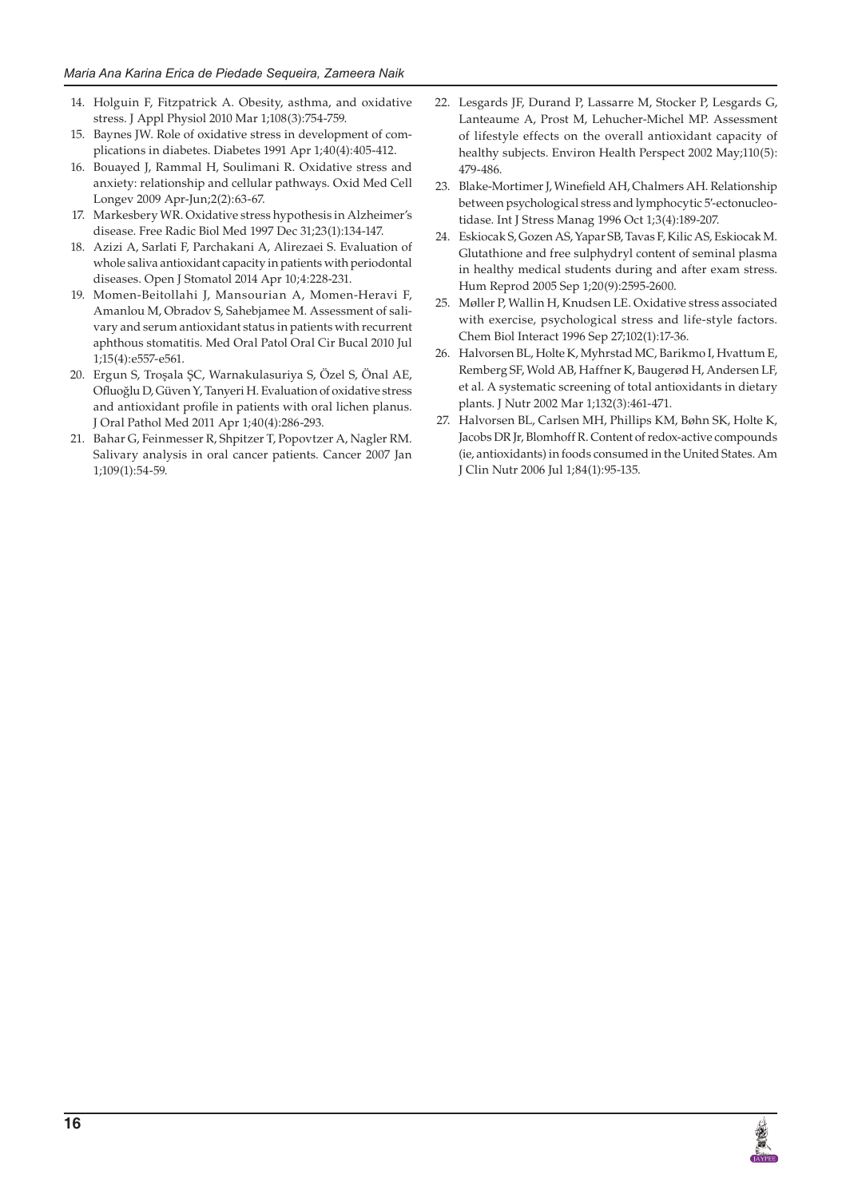14. Holguin F, Fitzpatrick A. Obesity, asthma, and oxidative stress. J Appl Physiol 2010 Mar 1;108(3):754-759.
15. Baynes JW. Role of oxidative stress in development of complications in diabetes. Diabetes 1991 Apr 1;40(4):405-412.
16. Bouayed J, Rammal H, Soulimani R. Oxidative stress and anxiety: relationship and cellular pathways. Oxid Med Cell Longev 2009 Apr-Jun;2(2):63-67.
17. Markesbery WR. Oxidative stress hypothesis in Alzheimer's disease. Free Radic Biol Med 1997 Dec 31;23(1):134-147.
18. Azizi A, Sarlati F, Parchakani A, Alirezaei S. Evaluation of whole saliva antioxidant capacity in patients with periodontal diseases. Open J Stomatol 2014 Apr 10;4:228-231.
19. Momen-Beitollahi J, Mansourian A, Momen-Heravi F, Amanlou M, Obradov S, Sahebjamee M. Assessment of salivary and serum antioxidant status in patients with recurrent aphthous stomatitis. Med Oral Patol Oral Cir Bucal 2010 Jul 1;15(4):e557-e561.
20. Ergun S, Troşala ŞC, Warnakulasuriya S, Özel S, Önal AE, Ofluoğlu D, Güven Y, Tanyeri H. Evaluation of oxidative stress and antioxidant profile in patients with oral lichen planus. J Oral Pathol Med 2011 Apr 1;40(4):286-293.
21. Bahar G, Feinmesser R, Shpitzer T, Popovtzer A, Nagler RM. Salivary analysis in oral cancer patients. Cancer 2007 Jan 1;109(1):54-59.
22. Lesgards JF, Durand P, Lassarre M, Stocker P, Lesgards G, Lanteaume A, Prost M, Lehucher-Michel MP. Assessment of lifestyle effects on the overall antioxidant capacity of healthy subjects. Environ Health Perspect 2002 May;110(5):479-486.
23. Blake-Mortimer J, Winefield AH, Chalmers AH. Relationship between psychological stress and lymphocytic 5′-ectonucleotidase. Int J Stress Manag 1996 Oct 1;3(4):189-207.
24. Eskiocak S, Gozen AS, Yapar SB, Tavas F, Kilic AS, Eskiocak M. Glutathione and free sulphydryl content of seminal plasma in healthy medical students during and after exam stress. Hum Reprod 2005 Sep 1;20(9):2595-2600.
25. Møller P, Wallin H, Knudsen LE. Oxidative stress associated with exercise, psychological stress and life-style factors. Chem Biol Interact 1996 Sep 27;102(1):17-36.
26. Halvorsen BL, Holte K, Myhrstad MC, Barikmo I, Hvattum E, Remberg SF, Wold AB, Haffner K, Baugerød H, Andersen LF, et al. A systematic screening of total antioxidants in dietary plants. J Nutr 2002 Mar 1;132(3):461-471.
27. Halvorsen BL, Carlsen MH, Phillips KM, Bøhn SK, Holte K, Jacobs DR Jr, Blomhoff R. Content of redox-active compounds (ie, antioxidants) in foods consumed in the United States. Am J Clin Nutr 2006 Jul 1;84(1):95-135.